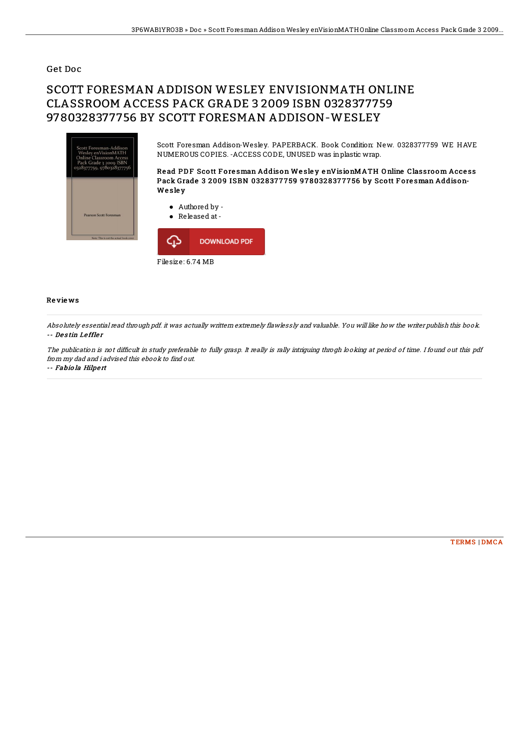Get Doc

# SCOTT FORESMAN ADDISON WESLEY ENVISIONMATH ONLINE CLASSROOM ACCESS PACK GRADE 3 2009 ISBN 0328377759 9780328377756 BY SCOTT FORESMAN ADDISON-WESLEY

Scott Foresman Addison-Wesley. PAPERBACK. Book Condition: New. 0328377759 WE HAVE NUMEROUS COPIES. -ACCESS CODE, UNUSED was in plastic wrap.

**Read PDF Scott Foresman Addison Wesley enVisionMATH Online Classroom Access Pack Grade 3 2009 ISBN 0328377759 9780328377756 by Scott Foresman Addison-Wesley**

- Authored by -
- Released at -

DOWNLOAD PDF

Filesize: 6.74 MB

## Reviews

*Absolutely essential read through pdf. it was actually writtern extremely flawlessly and valuable. You will like how the writer publish this book.*
-- ***Destin Leffler***

*The publication is not difficult in study preferable to fully grasp. It really is rally intriguing throgh looking at period of time. I found out this pdf from my dad and i advised this ebook to find out.*
-- ***Fabiola Hilpert***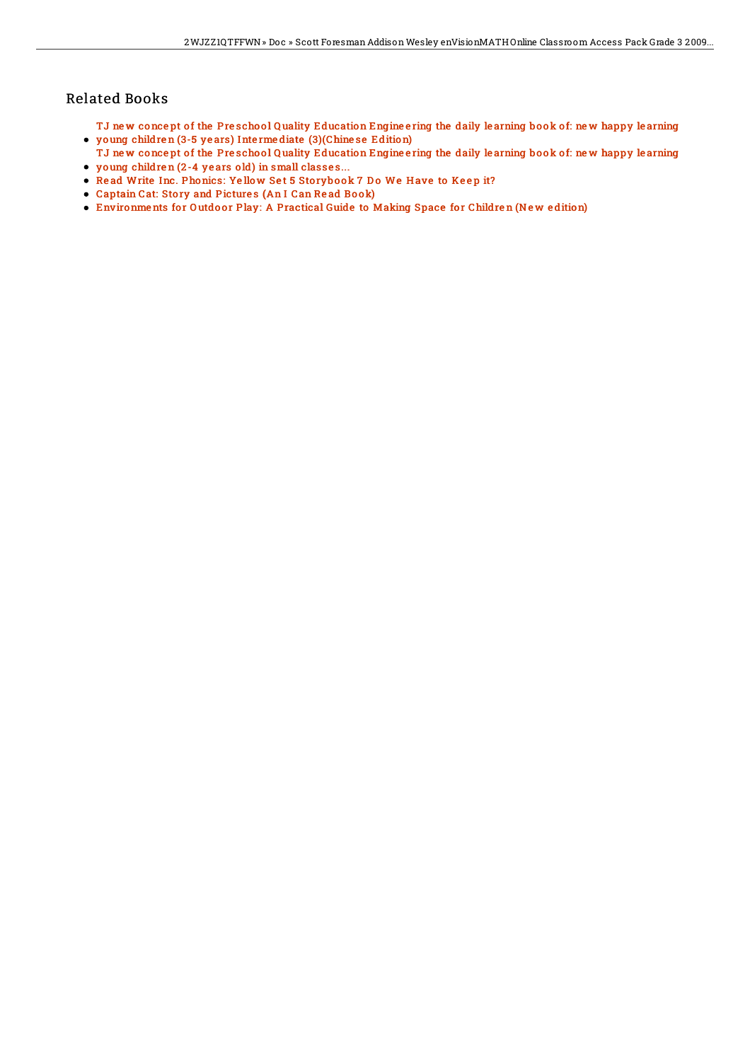## Related Books

- TJ new concept of the Preschool Quality Education Engineering the daily learning book of: new happy learning young children (3-5 years) Intermediate (3)(Chinese Edition)
- TJ new concept of the Preschool Quality Education Engineering the daily learning book of: new happy learning young children (2-4 years old) in small classes...
- Read Write Inc. Phonics: Yellow Set 5 Storybook 7 Do We Have to Keep it?
- Captain Cat: Story and Pictures (An I Can Read Book)
- Environments for Outdoor Play: A Practical Guide to Making Space for Children (New edition)